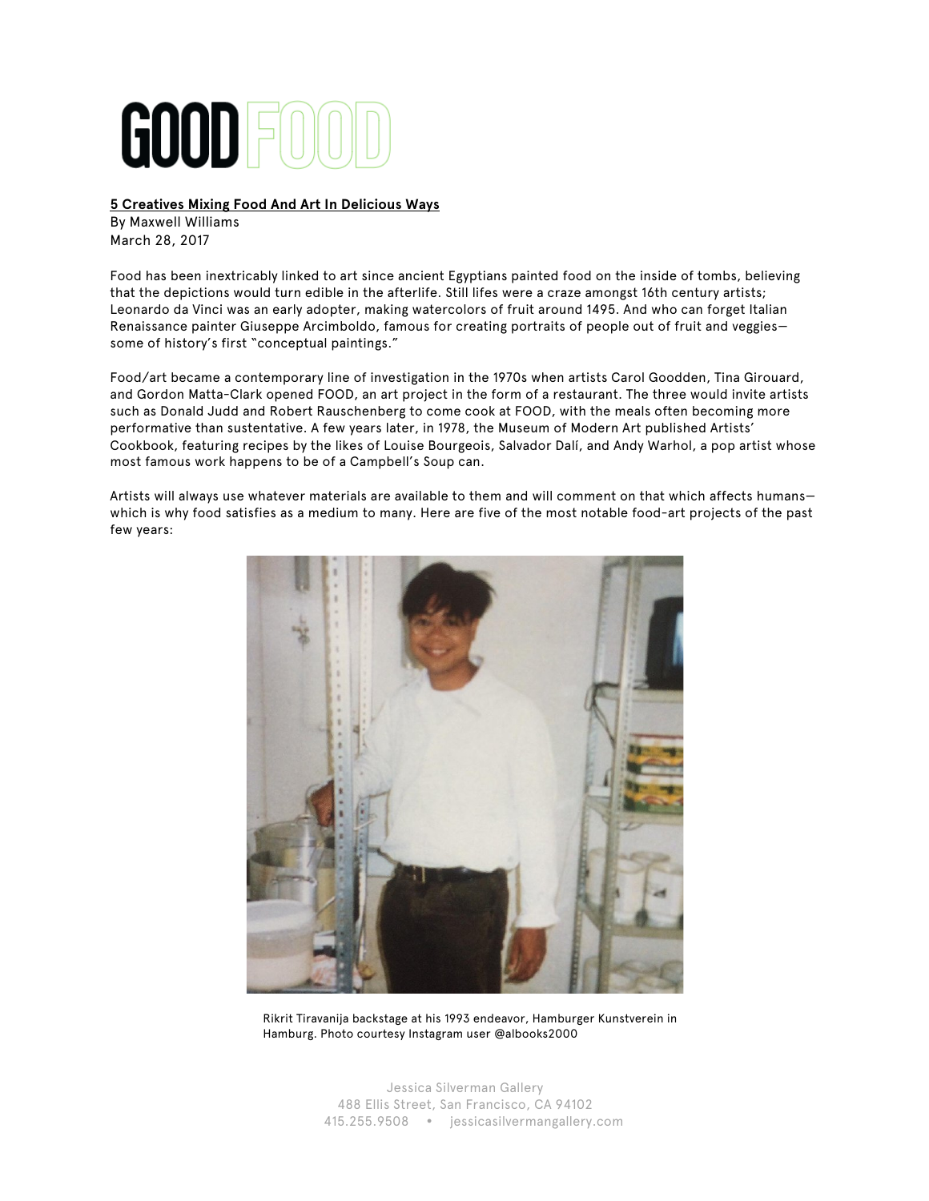# GOOD FOOD

**5 Creatives Mixing Food And Art In Delicious Ways**
By Maxwell Williams
March 28, 2017

Food has been inextricably linked to art since ancient Egyptians painted food on the inside of tombs, believing that the depictions would turn edible in the afterlife. Still lifes were a craze amongst 16th century artists; Leonardo da Vinci was an early adopter, making watercolors of fruit around 1495. And who can forget Italian Renaissance painter Giuseppe Arcimboldo, famous for creating portraits of people out of fruit and veggies—some of history's first "conceptual paintings."

Food/art became a contemporary line of investigation in the 1970s when artists Carol Goodden, Tina Girouard, and Gordon Matta-Clark opened FOOD, an art project in the form of a restaurant. The three would invite artists such as Donald Judd and Robert Rauschenberg to come cook at FOOD, with the meals often becoming more performative than sustentative. A few years later, in 1978, the Museum of Modern Art published Artists' Cookbook, featuring recipes by the likes of Louise Bourgeois, Salvador Dalí, and Andy Warhol, a pop artist whose most famous work happens to be of a Campbell's Soup can.

Artists will always use whatever materials are available to them and will comment on that which affects humans—which is why food satisfies as a medium to many. Here are five of the most notable food-art projects of the past few years:

Rikrit Tiravanija backstage at his 1993 endeavor, Hamburger Kunstverein in Hamburg. Photo courtesy Instagram user @albooks2000

Jessica Silverman Gallery
488 Ellis Street, San Francisco, CA 94102
415.255.9508 • jessicasilvermangallery.com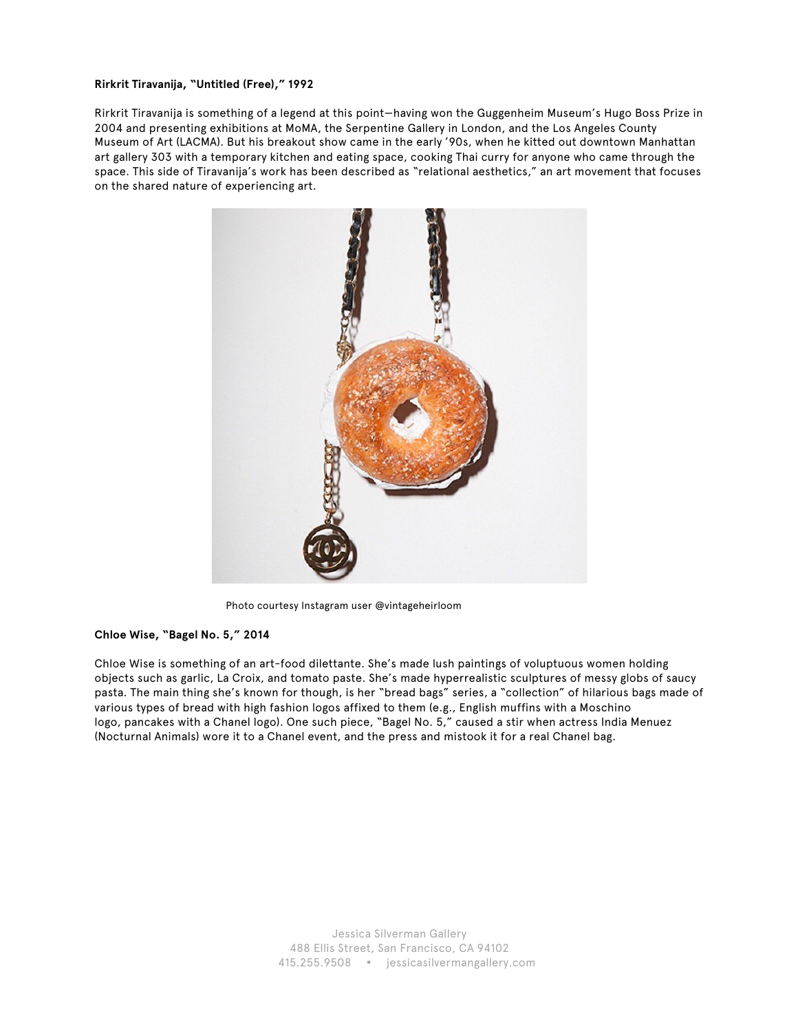**Rirkrit Tiravanija, "Untitled (Free)," 1992**

Rirkrit Tiravanija is something of a legend at this point—having won the Guggenheim Museum's Hugo Boss Prize in 2004 and presenting exhibitions at MoMA, the Serpentine Gallery in London, and the Los Angeles County Museum of Art (LACMA). But his breakout show came in the early '90s, when he kitted out downtown Manhattan art gallery 303 with a temporary kitchen and eating space, cooking Thai curry for anyone who came through the space. This side of Tiravanija's work has been described as "relational aesthetics," an art movement that focuses on the shared nature of experiencing art.

Photo courtesy Instagram user @vintageheirloom

**Chloe Wise, "Bagel No. 5," 2014**

Chloe Wise is something of an art-food dilettante. She's made lush paintings of voluptuous women holding objects such as garlic, La Croix, and tomato paste. She's made hyperrealistic sculptures of messy globs of saucy pasta. The main thing she's known for though, is her "bread bags" series, a "collection" of hilarious bags made of various types of bread with high fashion logos affixed to them (e.g., English muffins with a Moschino logo, pancakes with a Chanel logo). One such piece, "Bagel No. 5," caused a stir when actress India Menuez (Nocturnal Animals) wore it to a Chanel event, and the press and mistook it for a real Chanel bag.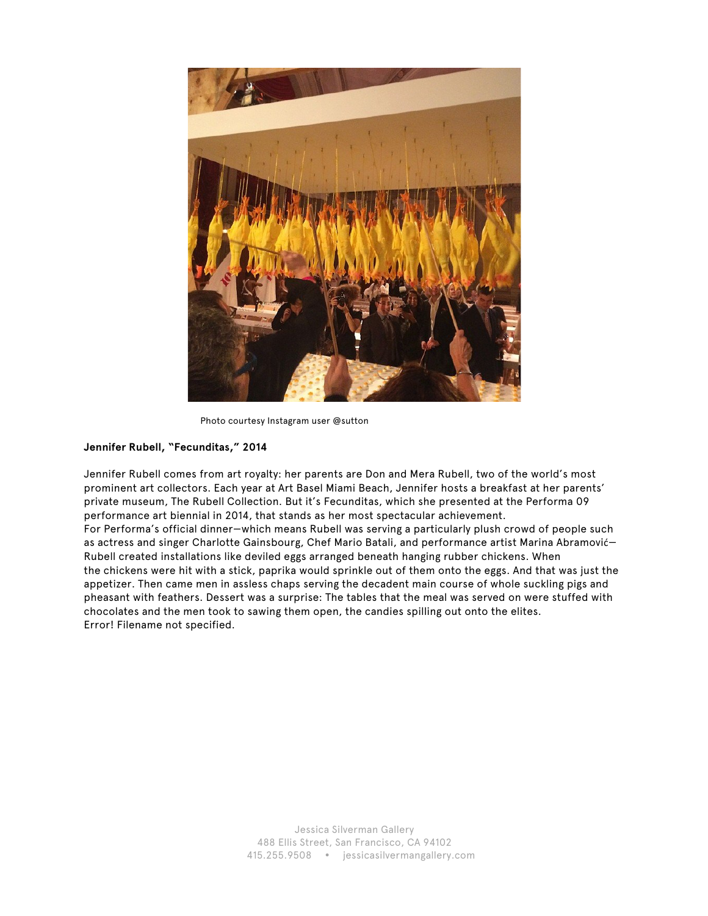Photo courtesy Instagram user @sutton

**Jennifer Rubell, "Fecunditas," 2014**

Jennifer Rubell comes from art royalty: her parents are Don and Mera Rubell, two of the world's most prominent art collectors. Each year at Art Basel Miami Beach, Jennifer hosts a breakfast at her parents' private museum, The Rubell Collection. But it's Fecunditas, which she presented at the Performa 09 performance art biennial in 2014, that stands as her most spectacular achievement.
For Performa's official dinner—which means Rubell was serving a particularly plush crowd of people such as actress and singer Charlotte Gainsbourg, Chef Mario Batali, and performance artist Marina Abramović—Rubell created installations like deviled eggs arranged beneath hanging rubber chickens. When the chickens were hit with a stick, paprika would sprinkle out of them onto the eggs. And that was just the appetizer. Then came men in assless chaps serving the decadent main course of whole suckling pigs and pheasant with feathers. Dessert was a surprise: The tables that the meal was served on were stuffed with chocolates and the men took to sawing them open, the candies spilling out onto the elites.
Error! Filename not specified.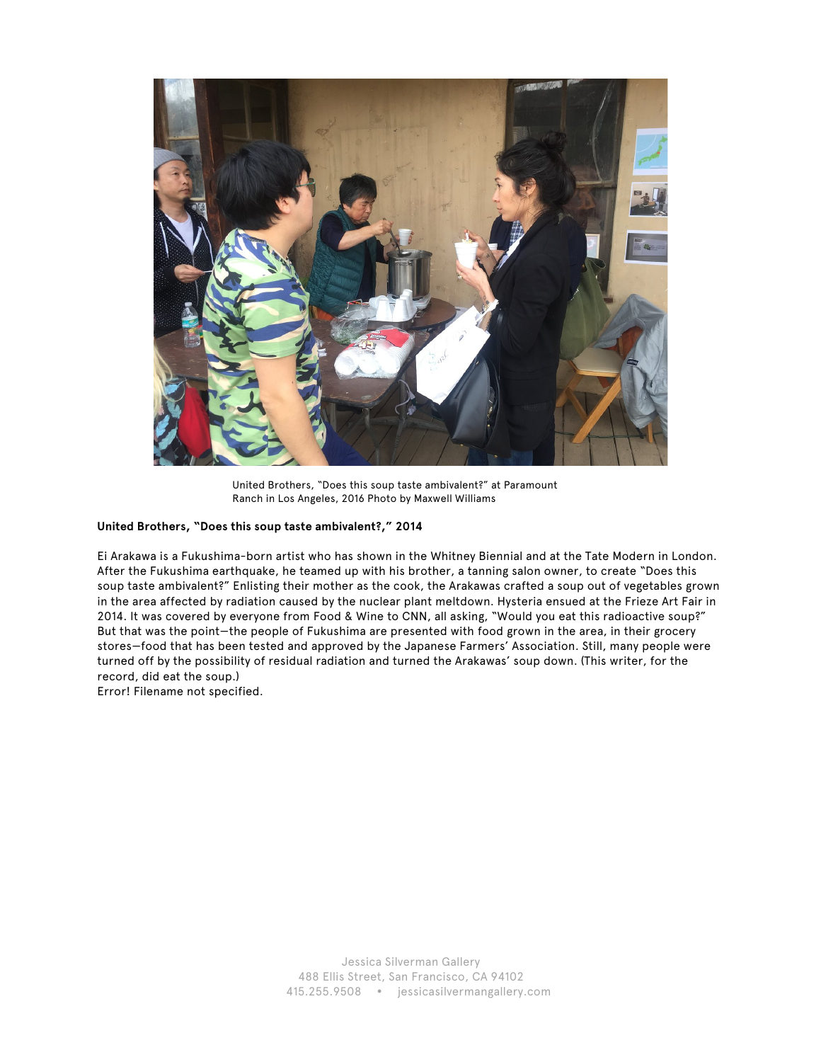United Brothers, "Does this soup taste ambivalent?" at Paramount Ranch in Los Angeles, 2016 Photo by Maxwell Williams

**United Brothers, "Does this soup taste ambivalent?," 2014**

Ei Arakawa is a Fukushima-born artist who has shown in the Whitney Biennial and at the Tate Modern in London. After the Fukushima earthquake, he teamed up with his brother, a tanning salon owner, to create "Does this soup taste ambivalent?" Enlisting their mother as the cook, the Arakawas crafted a soup out of vegetables grown in the area affected by radiation caused by the nuclear plant meltdown. Hysteria ensued at the Frieze Art Fair in 2014. It was covered by everyone from Food & Wine to CNN, all asking, "Would you eat this radioactive soup?" But that was the point—the people of Fukushima are presented with food grown in the area, in their grocery stores—food that has been tested and approved by the Japanese Farmers' Association. Still, many people were turned off by the possibility of residual radiation and turned the Arakawas' soup down. (This writer, for the record, did eat the soup.)
Error! Filename not specified.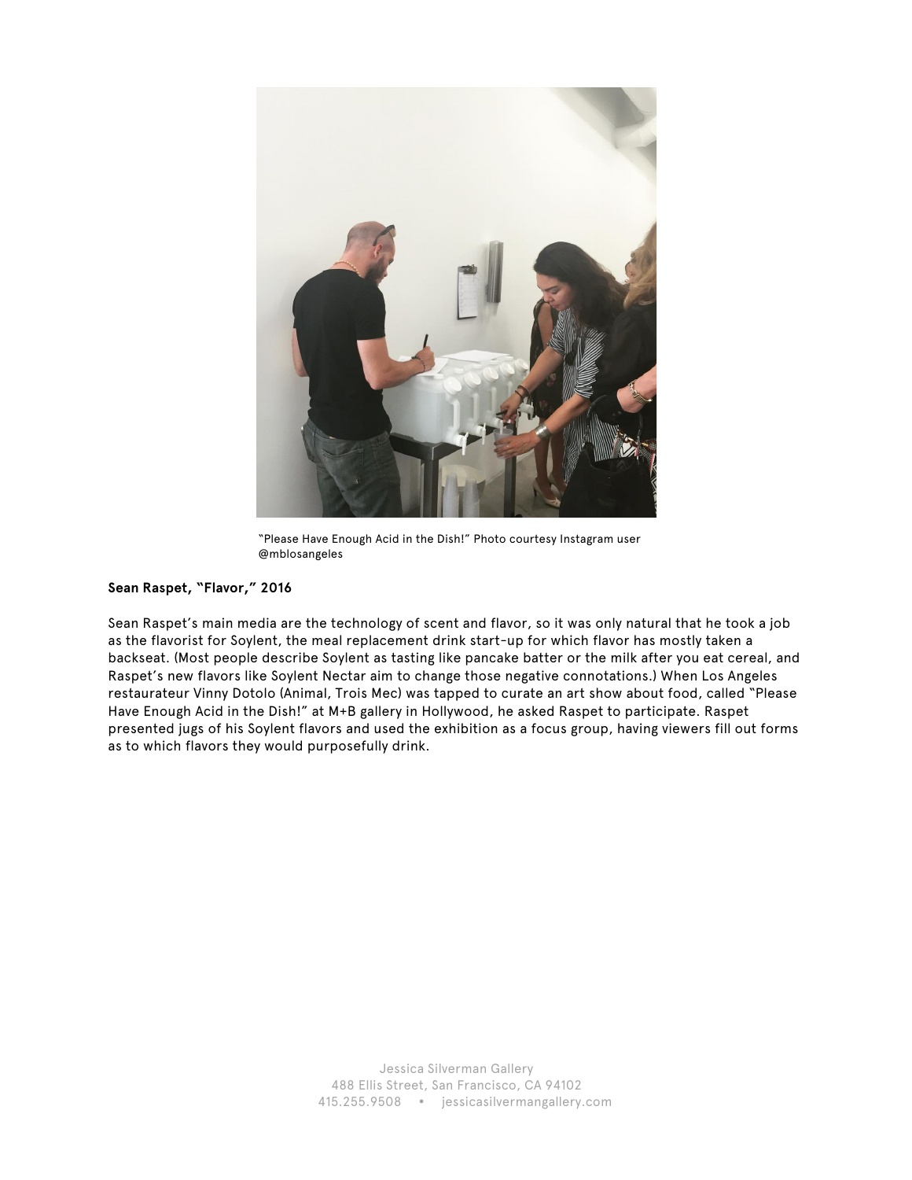"Please Have Enough Acid in the Dish!" Photo courtesy Instagram user @mblosangeles

**Sean Raspet, "Flavor," 2016**

Sean Raspet's main media are the technology of scent and flavor, so it was only natural that he took a job as the flavorist for Soylent, the meal replacement drink start-up for which flavor has mostly taken a backseat. (Most people describe Soylent as tasting like pancake batter or the milk after you eat cereal, and Raspet's new flavors like Soylent Nectar aim to change those negative connotations.) When Los Angeles restaurateur Vinny Dotolo (Animal, Trois Mec) was tapped to curate an art show about food, called "Please Have Enough Acid in the Dish!" at M+B gallery in Hollywood, he asked Raspet to participate. Raspet presented jugs of his Soylent flavors and used the exhibition as a focus group, having viewers fill out forms as to which flavors they would purposefully drink.